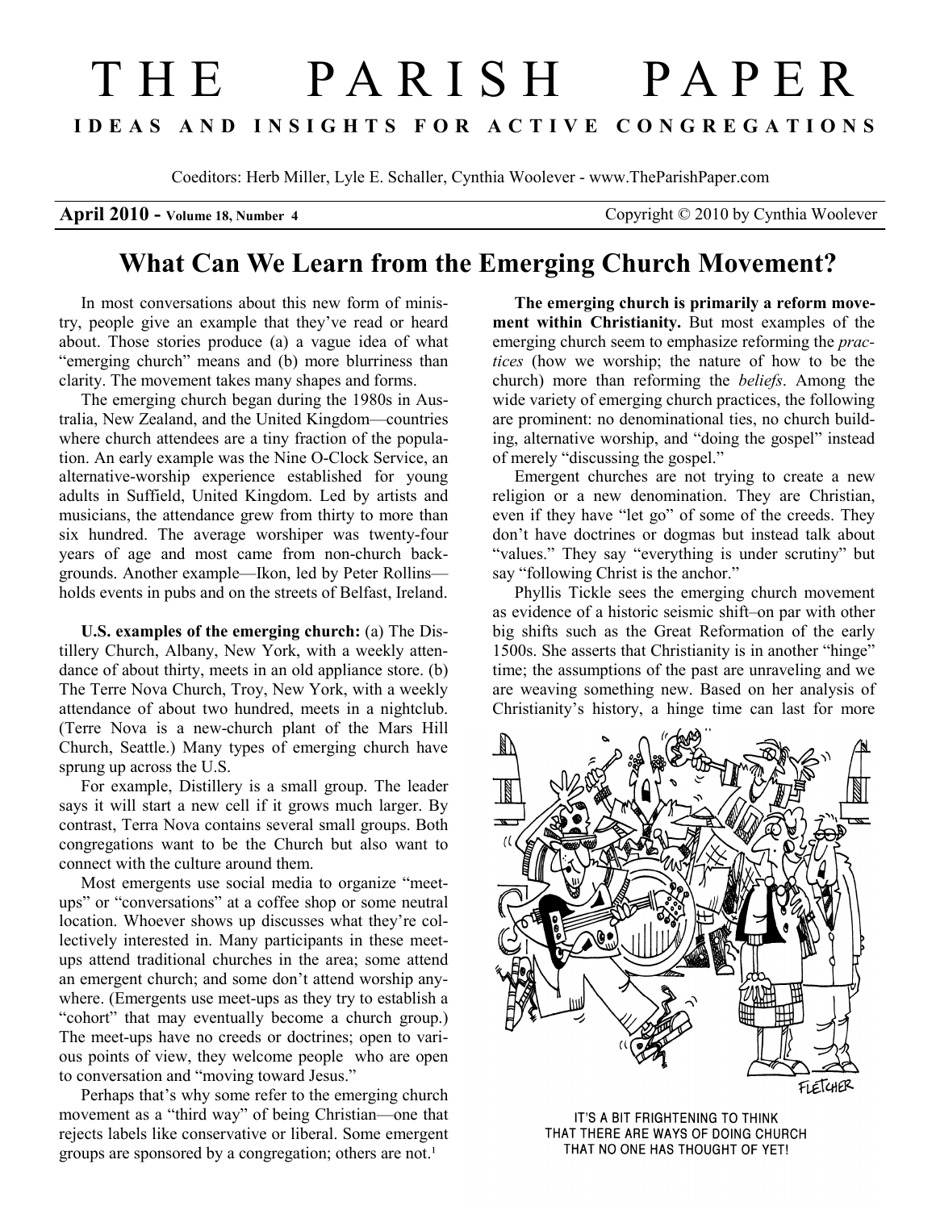# THE PARISH PAPER

**IDEAS AND INSIGHTS FOR ACTIVE CONGREGATIONS**

Coeditors: Herb Miller, Lyle E. Schaller, Cynthia Woolever - www.TheParishPaper.com

**April 2010 - Volume 18, Number 4** Copyright © 2010 by Cynthia Woolever

## What Can We Learn from the Emerging Church Movement?

In most conversations about this new form of ministry, people give an example that they've read or heard about. Those stories produce (a) a vague idea of what "emerging church" means and (b) more blurriness than clarity. The movement takes many shapes and forms.

The emerging church began during the 1980s in Australia, New Zealand, and the United Kingdom—countries where church attendees are a tiny fraction of the population. An early example was the Nine O-Clock Service, an alternative-worship experience established for young adults in Suffield, United Kingdom. Led by artists and musicians, the attendance grew from thirty to more than six hundred. The average worshiper was twenty-four years of age and most came from non-church backgrounds. Another example—Ikon, led by Peter Rollins—holds events in pubs and on the streets of Belfast, Ireland.

**U.S. examples of the emerging church:** (a) The Distillery Church, Albany, New York, with a weekly attendance of about thirty, meets in an old appliance store. (b) The Terre Nova Church, Troy, New York, with a weekly attendance of about two hundred, meets in a nightclub. (Terre Nova is a new-church plant of the Mars Hill Church, Seattle.) Many types of emerging church have sprung up across the U.S.

For example, Distillery is a small group. The leader says it will start a new cell if it grows much larger. By contrast, Terra Nova contains several small groups. Both congregations want to be the Church but also want to connect with the culture around them.

Most emergents use social media to organize "meet-ups" or "conversations" at a coffee shop or some neutral location. Whoever shows up discusses what they're collectively interested in. Many participants in these meet-ups attend traditional churches in the area; some attend an emergent church; and some don't attend worship anywhere. (Emergents use meet-ups as they try to establish a "cohort" that may eventually become a church group.) The meet-ups have no creeds or doctrines; open to various points of view, they welcome people who are open to conversation and "moving toward Jesus."

Perhaps that's why some refer to the emerging church movement as a "third way" of being Christian—one that rejects labels like conservative or liberal. Some emergent groups are sponsored by a congregation; others are not.[1]

**The emerging church is primarily a reform movement within Christianity.** But most examples of the emerging church seem to emphasize reforming the *practices* (how we worship; the nature of how to be the church) more than reforming the *beliefs*. Among the wide variety of emerging church practices, the following are prominent: no denominational ties, no church building, alternative worship, and "doing the gospel" instead of merely "discussing the gospel."

Emergent churches are not trying to create a new religion or a new denomination. They are Christian, even if they have "let go" of some of the creeds. They don't have doctrines or dogmas but instead talk about "values." They say "everything is under scrutiny" but say "following Christ is the anchor."

Phyllis Tickle sees the emerging church movement as evidence of a historic seismic shift–on par with other big shifts such as the Great Reformation of the early 1500s. She asserts that Christianity is in another "hinge" time; the assumptions of the past are unraveling and we are weaving something new. Based on her analysis of Christianity's history, a hinge time can last for more

IT'S A BIT FRIGHTENING TO THINK THAT THERE ARE WAYS OF DOING CHURCH THAT NO ONE HAS THOUGHT OF YET!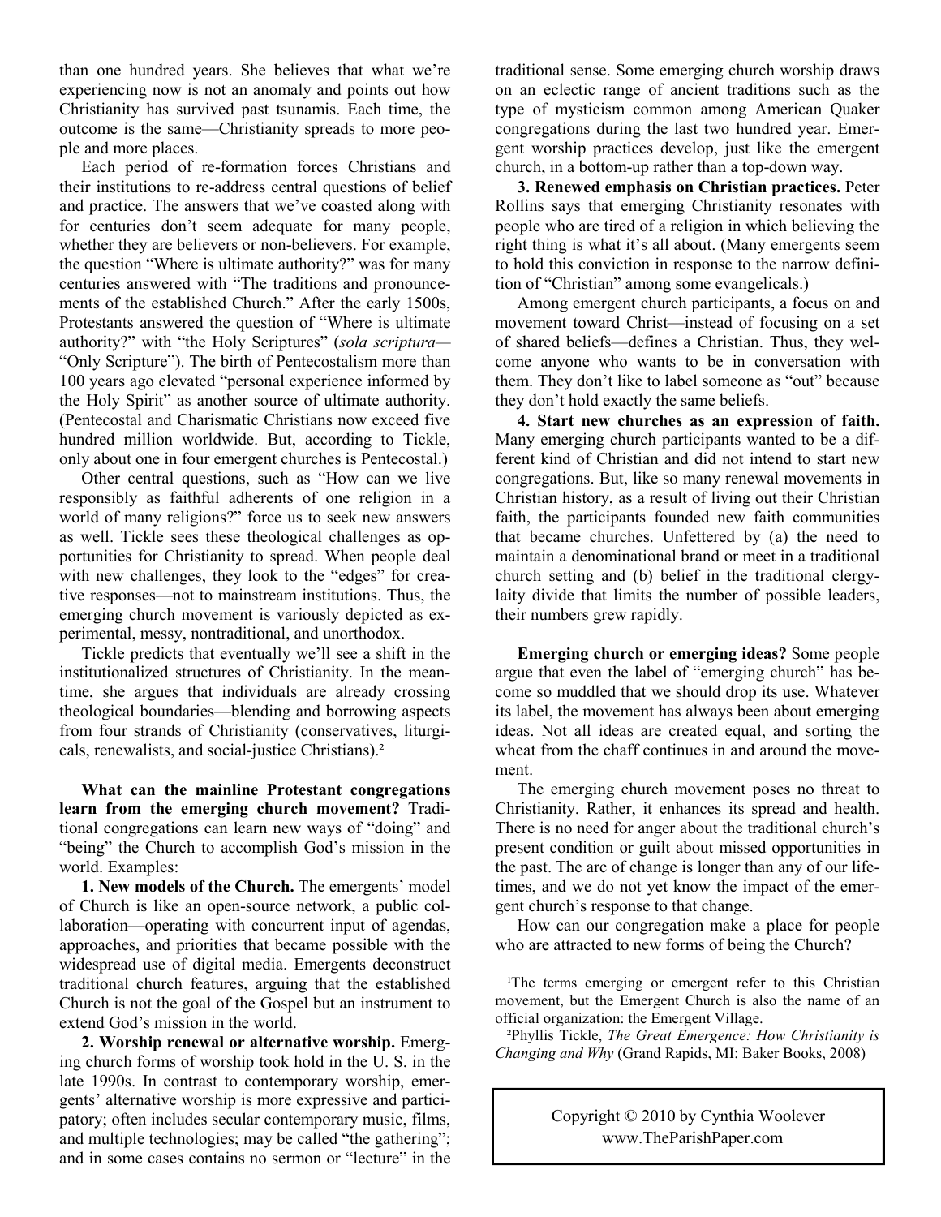than one hundred years. She believes that what we're experiencing now is not an anomaly and points out how Christianity has survived past tsunamis. Each time, the outcome is the same—Christianity spreads to more people and more places.

Each period of re-formation forces Christians and their institutions to re-address central questions of belief and practice. The answers that we've coasted along with for centuries don't seem adequate for many people, whether they are believers or non-believers. For example, the question "Where is ultimate authority?" was for many centuries answered with "The traditions and pronouncements of the established Church." After the early 1500s, Protestants answered the question of "Where is ultimate authority?" with "the Holy Scriptures" (*sola scriptura*—"Only Scripture"). The birth of Pentecostalism more than 100 years ago elevated "personal experience informed by the Holy Spirit" as another source of ultimate authority. (Pentecostal and Charismatic Christians now exceed five hundred million worldwide. But, according to Tickle, only about one in four emergent churches is Pentecostal.)

Other central questions, such as "How can we live responsibly as faithful adherents of one religion in a world of many religions?" force us to seek new answers as well. Tickle sees these theological challenges as opportunities for Christianity to spread. When people deal with new challenges, they look to the "edges" for creative responses—not to mainstream institutions. Thus, the emerging church movement is variously depicted as experimental, messy, nontraditional, and unorthodox.

Tickle predicts that eventually we'll see a shift in the institutionalized structures of Christianity. In the meantime, she argues that individuals are already crossing theological boundaries—blending and borrowing aspects from four strands of Christianity (conservatives, liturgicals, renewalists, and social-justice Christians).[2]

**What can the mainline Protestant congregations learn from the emerging church movement?** Traditional congregations can learn new ways of "doing" and "being" the Church to accomplish God's mission in the world. Examples:

**1. New models of the Church.** The emergents' model of Church is like an open-source network, a public collaboration—operating with concurrent input of agendas, approaches, and priorities that became possible with the widespread use of digital media. Emergents deconstruct traditional church features, arguing that the established Church is not the goal of the Gospel but an instrument to extend God's mission in the world.

**2. Worship renewal or alternative worship.** Emerging church forms of worship took hold in the U. S. in the late 1990s. In contrast to contemporary worship, emergents' alternative worship is more expressive and participatory; often includes secular contemporary music, films, and multiple technologies; may be called "the gathering"; and in some cases contains no sermon or "lecture" in the traditional sense. Some emerging church worship draws on an eclectic range of ancient traditions such as the type of mysticism common among American Quaker congregations during the last two hundred year. Emergent worship practices develop, just like the emergent church, in a bottom-up rather than a top-down way.

**3. Renewed emphasis on Christian practices.** Peter Rollins says that emerging Christianity resonates with people who are tired of a religion in which believing the right thing is what it's all about. (Many emergents seem to hold this conviction in response to the narrow definition of "Christian" among some evangelicals.)

Among emergent church participants, a focus on and movement toward Christ—instead of focusing on a set of shared beliefs—defines a Christian. Thus, they welcome anyone who wants to be in conversation with them. They don't like to label someone as "out" because they don't hold exactly the same beliefs.

**4. Start new churches as an expression of faith.** Many emerging church participants wanted to be a different kind of Christian and did not intend to start new congregations. But, like so many renewal movements in Christian history, as a result of living out their Christian faith, the participants founded new faith communities that became churches. Unfettered by (a) the need to maintain a denominational brand or meet in a traditional church setting and (b) belief in the traditional clergy-laity divide that limits the number of possible leaders, their numbers grew rapidly.

**Emerging church or emerging ideas?** Some people argue that even the label of "emerging church" has become so muddled that we should drop its use. Whatever its label, the movement has always been about emerging ideas. Not all ideas are created equal, and sorting the wheat from the chaff continues in and around the movement.

The emerging church movement poses no threat to Christianity. Rather, it enhances its spread and health. There is no need for anger about the traditional church's present condition or guilt about missed opportunities in the past. The arc of change is longer than any of our lifetimes, and we do not yet know the impact of the emergent church's response to that change.

How can our congregation make a place for people who are attracted to new forms of being the Church?

[1]The terms emerging or emergent refer to this Christian movement, but the Emergent Church is also the name of an official organization: the Emergent Village.

[2]Phyllis Tickle, *The Great Emergence: How Christianity is Changing and Why* (Grand Rapids, MI: Baker Books, 2008)

Copyright © 2010 by Cynthia Woolever
www.TheParishPaper.com